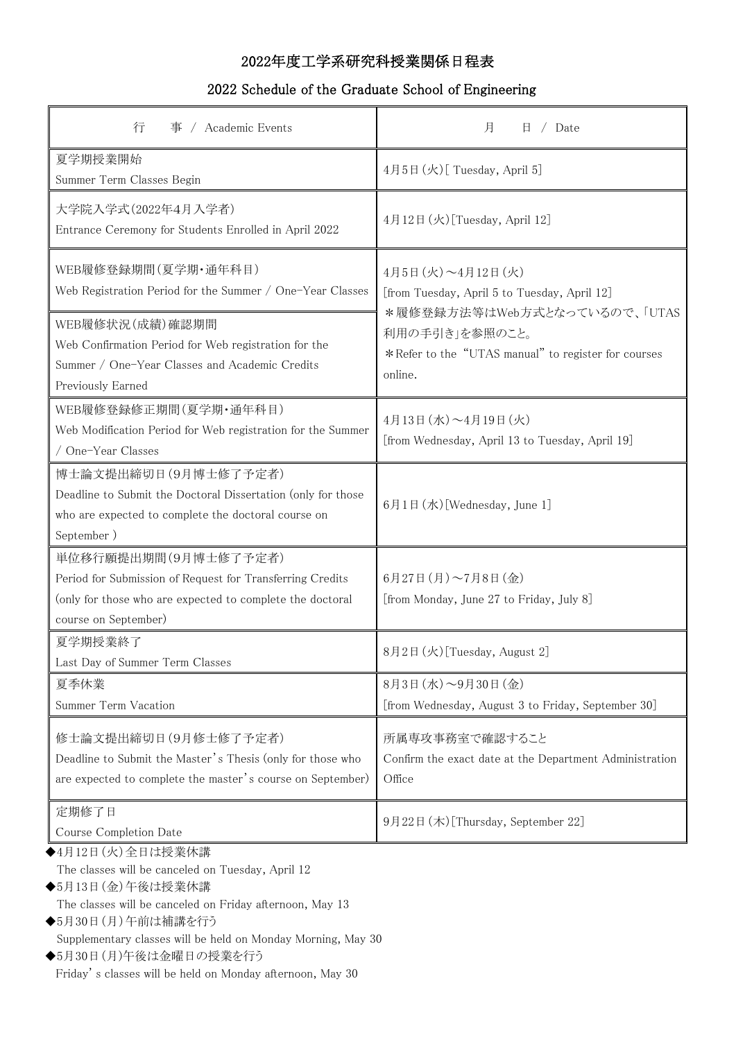# 2022年度工学系研究科授業関係日程表

## 2022 Schedule of the Graduate School of Engineering

| 行　　事 / Academic Events | 月　　日 / Date |
|---|---|
| 夏学期授業開始<br>Summer Term Classes Begin | 4月5日(火)[ Tuesday, April 5] |
| 大学院入学式(2022年4月入学者)<br>Entrance Ceremony for Students Enrolled in April 2022 | 4月12日(火)[Tuesday, April 12] |
| WEB履修登録期間(夏学期・通年科目)<br>Web Registration Period for the Summer / One-Year Classes | 4月5日(火)～4月12日(火)<br>[from Tuesday, April 5 to Tuesday, April 12]<br>＊履修登録方法等はWeb方式となっているので、「UTAS利用の手引き」を参照のこと。<br>＊Refer to the "UTAS manual" to register for courses online. |
| WEB履修状況(成績)確認期間<br>Web Confirmation Period for Web registration for the Summer / One-Year Classes and Academic Credits Previously Earned | |
| WEB履修登録修正期間(夏学期・通年科目)<br>Web Modification Period for Web registration for the Summer / One-Year Classes | 4月13日(水)～4月19日(火)<br>[from Wednesday, April 13 to Tuesday, April 19] |
| 博士論文提出締切日(9月博士修了予定者)<br>Deadline to Submit the Doctoral Dissertation (only for those who are expected to complete the doctoral course on September ) | 6月1日(水)[Wednesday, June 1] |
| 単位移行願提出期間(9月博士修了予定者)<br>Period for Submission of Request for Transferring Credits (only for those who are expected to complete the doctoral course on September) | 6月27日(月)～7月8日(金)<br>[from Monday, June 27 to Friday, July 8] |
| 夏学期授業終了<br>Last Day of Summer Term Classes | 8月2日(火)[Tuesday, August 2] |
| 夏季休業<br>Summer Term Vacation | 8月3日(水)～9月30日(金)<br>[from Wednesday, August 3 to Friday, September 30] |
| 修士論文提出締切日(9月修士修了予定者)<br>Deadline to Submit the Master's Thesis (only for those who are expected to complete the master's course on September) | 所属専攻事務室で確認すること<br>Confirm the exact date at the Department Administration Office |
| 定期修了日<br>Course Completion Date | 9月22日(木)[Thursday, September 22] |

◆4月12日(火)全日は授業休講
The classes will be canceled on Tuesday, April 12

◆5月13日(金)午後は授業休講
The classes will be canceled on Friday afternoon, May 13

◆5月30日(月)午前は補講を行う
Supplementary classes will be held on Monday Morning, May 30

◆5月30日(月)午後は金曜日の授業を行う
Friday's classes will be held on Monday afternoon, May 30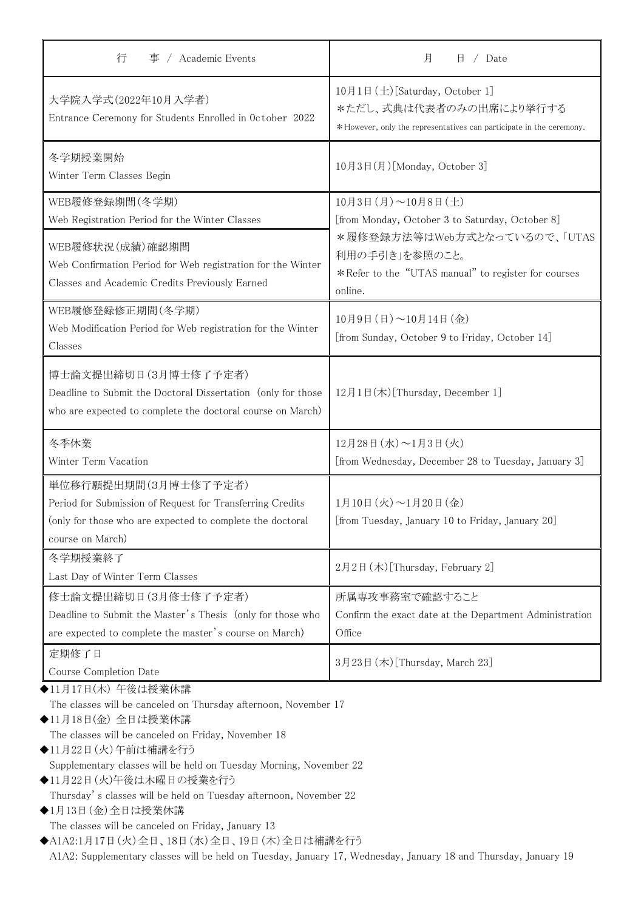| 行　　事 / Academic Events | 月　　日 / Date |
| --- | --- |
| 大学院入学式(2022年10月入学者)<br>Entrance Ceremony for Students Enrolled in October 2022 | 10月1日(土)[Saturday, October 1]<br>*ただし、式典は代表者のみの出席により挙行する<br>*However, only the representatives can participate in the ceremony. |
| 冬学期授業開始<br>Winter Term Classes Begin | 10月3日(月)[Monday, October 3] |
| WEB履修登録期間(冬学期)<br>Web Registration Period for the Winter Classes | 10月3日(月)～10月8日(土)<br>[from Monday, October 3 to Saturday, October 8]<br>*履修登録方法等はWeb方式となっているので、「UTAS利用の手引き」を参照のこと。<br>*Refer to the "UTAS manual" to register for courses online. |
| WEB履修状況(成績)確認期間<br>Web Confirmation Period for Web registration for the Winter Classes and Academic Credits Previously Earned | |
| WEB履修登録修正期間(冬学期)<br>Web Modification Period for Web registration for the Winter Classes | 10月9日(日)～10月14日(金)<br>[from Sunday, October 9 to Friday, October 14] |
| 博士論文提出締切日(3月博士修了予定者)<br>Deadline to Submit the Doctoral Dissertation (only for those who are expected to complete the doctoral course on March) | 12月1日(木)[Thursday, December 1] |
| 冬季休業<br>Winter Term Vacation | 12月28日(水)～1月3日(火)<br>[from Wednesday, December 28 to Tuesday, January 3] |
| 単位移行願提出期間(3月博士修了予定者)<br>Period for Submission of Request for Transferring Credits (only for those who are expected to complete the doctoral course on March) | 1月10日(火)～1月20日(金)<br>[from Tuesday, January 10 to Friday, January 20] |
| 冬学期授業終了<br>Last Day of Winter Term Classes | 2月2日(木)[Thursday, February 2] |
| 修士論文提出締切日(3月修士修了予定者)<br>Deadline to Submit the Master's Thesis (only for those who are expected to complete the master's course on March) | 所属専攻事務室で確認すること<br>Confirm the exact date at the Department Administration Office |
| 定期修了日<br>Course Completion Date | 3月23日(木)[Thursday, March 23] |

◆11月17日(木) 午後は授業休講
The classes will be canceled on Thursday afternoon, November 17

◆11月18日(金) 全日は授業休講
The classes will be canceled on Friday, November 18

◆11月22日(火)午前は補講を行う
Supplementary classes will be held on Tuesday Morning, November 22

◆11月22日(火)午後は木曜日の授業を行う
Thursday's classes will be held on Tuesday afternoon, November 22

◆1月13日(金)全日は授業休講
The classes will be canceled on Friday, January 13

◆A1A2:1月17日(火)全日、18日(水)全日、19日(木)全日は補講を行う
A1A2: Supplementary classes will be held on Tuesday, January 17, Wednesday, January 18 and Thursday, January 19